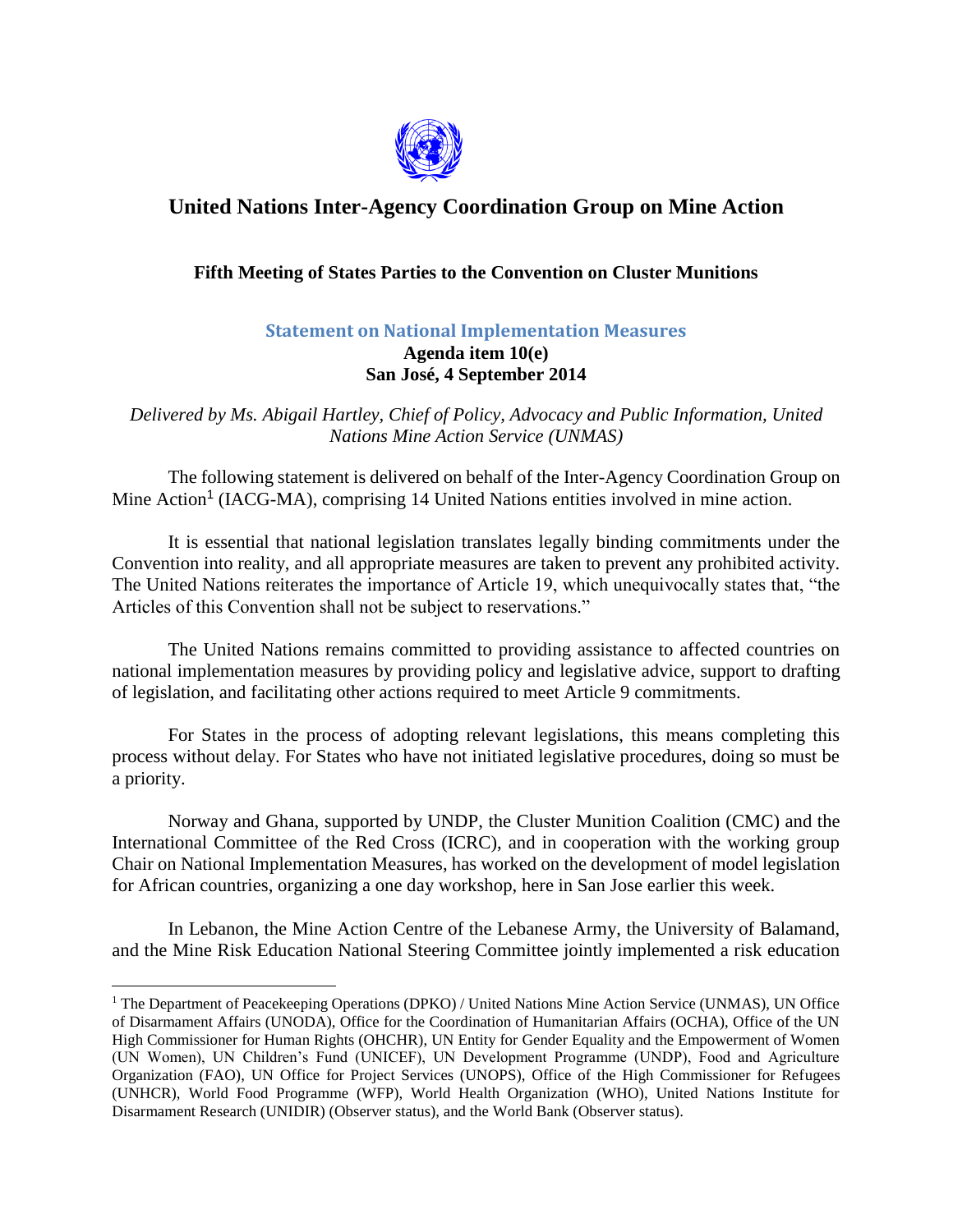# United Nations Inter-Agency Coordination Group on Mine Action

**Fifth Meeting of States Parties to the Convention on Cluster Munitions**

## Statement on National Implementation Measures

**Agenda item 10(e)**
**San José, 4 September 2014**

*Delivered by Ms. Abigail Hartley, Chief of Policy, Advocacy and Public Information, United Nations Mine Action Service (UNMAS)*

The following statement is delivered on behalf of the Inter-Agency Coordination Group on Mine Action[1] (IACG-MA), comprising 14 United Nations entities involved in mine action.

It is essential that national legislation translates legally binding commitments under the Convention into reality, and all appropriate measures are taken to prevent any prohibited activity. The United Nations reiterates the importance of Article 19, which unequivocally states that, "the Articles of this Convention shall not be subject to reservations."

The United Nations remains committed to providing assistance to affected countries on national implementation measures by providing policy and legislative advice, support to drafting of legislation, and facilitating other actions required to meet Article 9 commitments.

For States in the process of adopting relevant legislations, this means completing this process without delay. For States who have not initiated legislative procedures, doing so must be a priority.

Norway and Ghana, supported by UNDP, the Cluster Munition Coalition (CMC) and the International Committee of the Red Cross (ICRC), and in cooperation with the working group Chair on National Implementation Measures, has worked on the development of model legislation for African countries, organizing a one day workshop, here in San Jose earlier this week.

In Lebanon, the Mine Action Centre of the Lebanese Army, the University of Balamand, and the Mine Risk Education National Steering Committee jointly implemented a risk education

---

[1] The Department of Peacekeeping Operations (DPKO) / United Nations Mine Action Service (UNMAS), UN Office of Disarmament Affairs (UNODA), Office for the Coordination of Humanitarian Affairs (OCHA), Office of the UN High Commissioner for Human Rights (OHCHR), UN Entity for Gender Equality and the Empowerment of Women (UN Women), UN Children's Fund (UNICEF), UN Development Programme (UNDP), Food and Agriculture Organization (FAO), UN Office for Project Services (UNOPS), Office of the High Commissioner for Refugees (UNHCR), World Food Programme (WFP), World Health Organization (WHO), United Nations Institute for Disarmament Research (UNIDIR) (Observer status), and the World Bank (Observer status).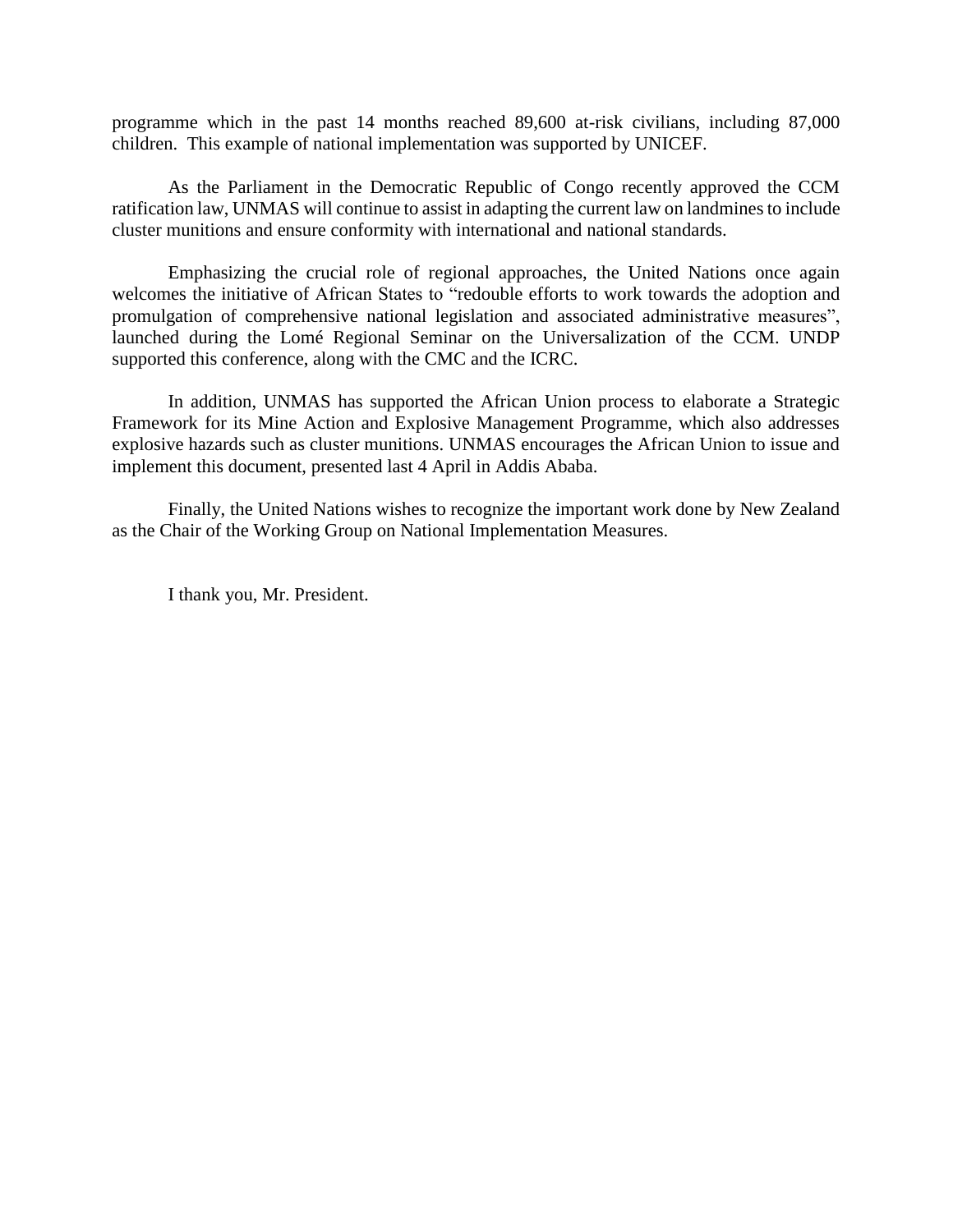programme which in the past 14 months reached 89,600 at-risk civilians, including 87,000 children. This example of national implementation was supported by UNICEF.

As the Parliament in the Democratic Republic of Congo recently approved the CCM ratification law, UNMAS will continue to assist in adapting the current law on landmines to include cluster munitions and ensure conformity with international and national standards.

Emphasizing the crucial role of regional approaches, the United Nations once again welcomes the initiative of African States to "redouble efforts to work towards the adoption and promulgation of comprehensive national legislation and associated administrative measures", launched during the Lomé Regional Seminar on the Universalization of the CCM. UNDP supported this conference, along with the CMC and the ICRC.

In addition, UNMAS has supported the African Union process to elaborate a Strategic Framework for its Mine Action and Explosive Management Programme, which also addresses explosive hazards such as cluster munitions. UNMAS encourages the African Union to issue and implement this document, presented last 4 April in Addis Ababa.

Finally, the United Nations wishes to recognize the important work done by New Zealand as the Chair of the Working Group on National Implementation Measures.

I thank you, Mr. President.